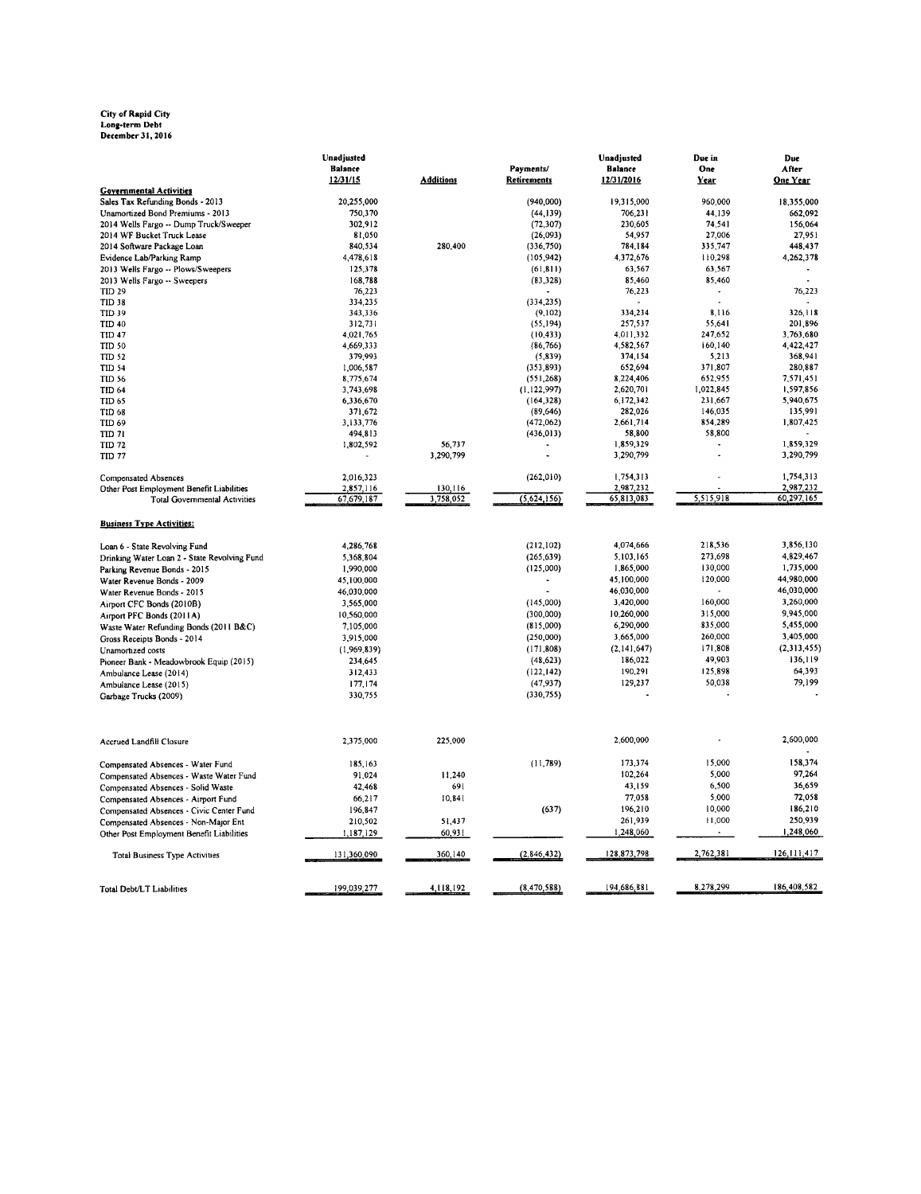**City of Rapid City**
**Long-term Debt**
**December 31, 2016**

| | Unadjusted Balance 12/31/15 | Additions | Payments/ Retirements | Unadjusted Balance 12/31/2016 | Due in One Year | Due After One Year |
|---|---|---|---|---|---|---|
| **Governmental Activities** | | | | | | |
| Sales Tax Refunding Bonds - 2013 | 20,255,000 | | (940,000) | 19,315,000 | 960,000 | 18,355,000 |
| Unamortized Bond Premiums - 2013 | 750,370 | | (44,139) | 706,231 | 44,139 | 662,092 |
| 2014 Wells Fargo -- Dump Truck/Sweeper | 302,912 | | (72,307) | 230,605 | 74,541 | 156,064 |
| 2014 WF Bucket Truck Lease | 81,050 | | (26,093) | 54,957 | 27,006 | 27,951 |
| 2014 Software Package Loan | 840,534 | 280,400 | (336,750) | 784,184 | 335,747 | 448,437 |
| Evidence Lab/Parking Ramp | 4,478,618 | | (105,942) | 4,372,676 | 110,298 | 4,262,378 |
| 2013 Wells Fargo -- Plows/Sweepers | 125,378 | | (61,811) | 63,567 | 63,567 | - |
| 2013 Wells Fargo -- Sweepers | 168,788 | | (83,328) | 85,460 | 85,460 | - |
| TID 29 | 76,223 | | - | 76,223 | - | 76,223 |
| TID 38 | 334,235 | | (334,235) | - | - | - |
| TID 39 | 343,336 | | (9,102) | 334,234 | 8,116 | 326,118 |
| TID 40 | 312,731 | | (55,194) | 257,537 | 55,641 | 201,896 |
| TID 47 | 4,021,765 | | (10,433) | 4,011,332 | 247,652 | 3,763,680 |
| TID 50 | 4,669,333 | | (86,766) | 4,582,567 | 160,140 | 4,422,427 |
| TID 52 | 379,993 | | (5,839) | 374,154 | 5,213 | 368,941 |
| TID 54 | 1,006,587 | | (353,893) | 652,694 | 371,807 | 280,887 |
| TID 56 | 8,775,674 | | (551,268) | 8,224,406 | 652,955 | 7,571,451 |
| TID 64 | 3,743,698 | | (1,122,997) | 2,620,701 | 1,022,845 | 1,597,856 |
| TID 65 | 6,336,670 | | (164,328) | 6,172,342 | 231,667 | 5,940,675 |
| TID 68 | 371,672 | | (89,646) | 282,026 | 146,035 | 135,991 |
| TID 69 | 3,133,776 | | (472,062) | 2,661,714 | 854,289 | 1,807,425 |
| TID 71 | 494,813 | | (436,013) | 58,800 | 58,800 | - |
| TID 72 | 1,802,592 | 56,737 | - | 1,859,329 | - | 1,859,329 |
| TID 77 | - | 3,290,799 | - | 3,290,799 | - | 3,290,799 |
| | | | | | | |
| Compensated Absences | 2,016,323 | | (262,010) | 1,754,313 | - | 1,754,313 |
| Other Post Employment Benefit Liabilities | 2,857,116 | 130,116 | | 2,987,232 | - | 2,987,232 |
| Total Governmental Activities | 67,679,187 | 3,758,052 | (5,624,156) | 65,813,083 | 5,515,918 | 60,297,165 |
| | | | | | | |
| **Business Type Activities:** | | | | | | |
| | | | | | | |
| Loan 6 - State Revolving Fund | 4,286,768 | | (212,102) | 4,074,666 | 218,536 | 3,856,130 |
| Drinking Water Loan 2 - State Revolving Fund | 5,368,804 | | (265,639) | 5,103,165 | 273,698 | 4,829,467 |
| Parking Revenue Bonds - 2015 | 1,990,000 | | (125,000) | 1,865,000 | 130,000 | 1,735,000 |
| Water Revenue Bonds - 2009 | 45,100,000 | | - | 45,100,000 | 120,000 | 44,980,000 |
| Water Revenue Bonds - 2015 | 46,030,000 | | - | 46,030,000 | - | 46,030,000 |
| Airport CFC Bonds (2010B) | 3,565,000 | | (145,000) | 3,420,000 | 160,000 | 3,260,000 |
| Airport PFC Bonds (2011A) | 10,560,000 | | (300,000) | 10,260,000 | 315,000 | 9,945,000 |
| Waste Water Refunding Bonds (2011 B&C) | 7,105,000 | | (815,000) | 6,290,000 | 835,000 | 5,455,000 |
| Gross Receipts Bonds - 2014 | 3,915,000 | | (250,000) | 3,665,000 | 260,000 | 3,405,000 |
| Unamortized costs | (1,969,839) | | (171,808) | (2,141,647) | 171,808 | (2,313,455) |
| Pioneer Bank - Meadowbrook Equip (2015) | 234,645 | | (48,623) | 186,022 | 49,903 | 136,119 |
| Ambulance Lease (2014) | 312,433 | | (122,142) | 190,291 | 125,898 | 64,393 |
| Ambulance Lease (2015) | 177,174 | | (47,937) | 129,237 | 50,038 | 79,199 |
| Garbage Trucks (2009) | 330,755 | | (330,755) | - | - | - |
| | | | | | | |
| Accrued Landfill Closure | 2,375,000 | 225,000 | | 2,600,000 | - | 2,600,000 |
| | | | | | | - |
| Compensated Absences - Water Fund | 185,163 | | (11,789) | 173,374 | 15,000 | 158,374 |
| Compensated Absences - Waste Water Fund | 91,024 | 11,240 | | 102,264 | 5,000 | 97,264 |
| Compensated Absences - Solid Waste | 42,468 | 691 | | 43,159 | 6,500 | 36,659 |
| Compensated Absences - Airport Fund | 66,217 | 10,841 | | 77,058 | 5,000 | 72,058 |
| Compensated Absences - Civic Center Fund | 196,847 | | (637) | 196,210 | 10,000 | 186,210 |
| Compensated Absences - Non-Major Ent | 210,502 | 51,437 | | 261,939 | 11,000 | 250,939 |
| Other Post Employment Benefit Liabilities | 1,187,129 | 60,931 | | 1,248,060 | - | 1,248,060 |
| | | | | | | |
| Total Business Type Activities | 131,360,090 | 360,140 | (2,846,432) | 128,873,798 | 2,762,381 | 126,111,417 |
| | | | | | | |
| Total Debt/LT Liabilities | 199,039,277 | 4,118,192 | (8,470,588) | 194,686,881 | 8,278,299 | 186,408,582 |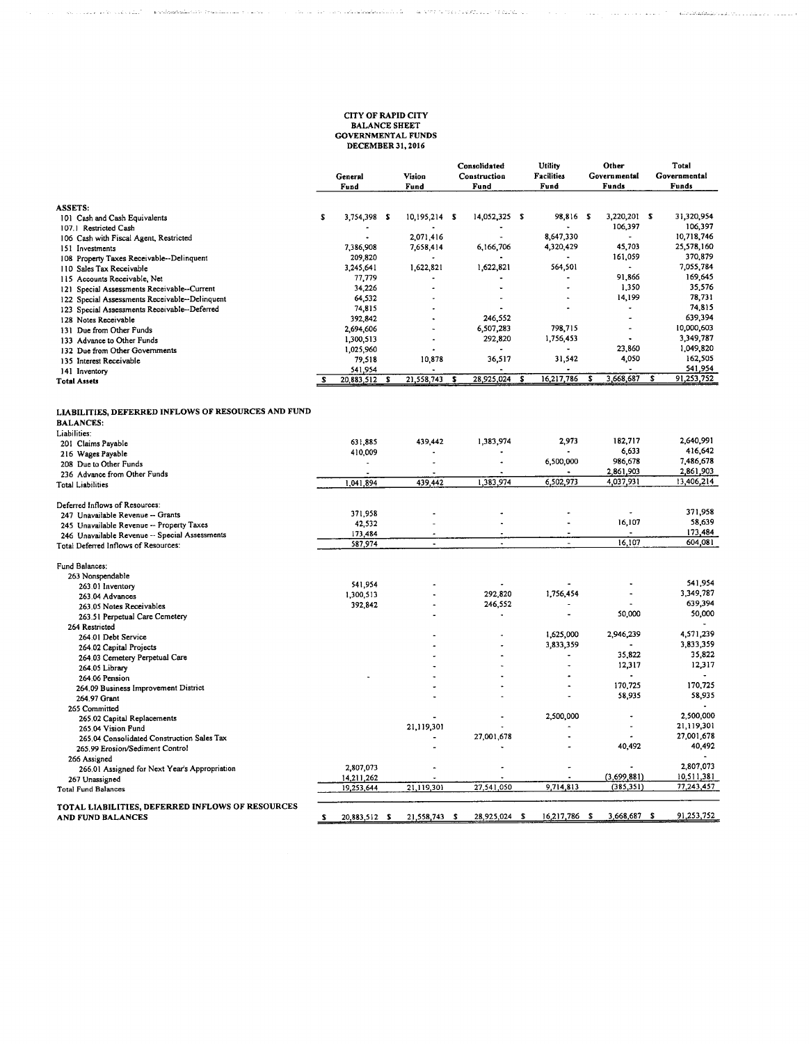# CITY OF RAPID CITY
## BALANCE SHEET
## GOVERNMENTAL FUNDS
## DECEMBER 31, 2016

| | General Fund | Vision Fund | Consolidated Construction Fund | Utility Facilities Fund | Other Governmental Funds | Total Governmental Funds |
|---|---|---|---|---|---|---|
| **ASSETS:** | | | | | | |
| 101 Cash and Cash Equivalents | $ 3,754,398 | $ 10,195,214 | $ 14,052,325 | $ 98,816 | $ 3,220,201 | $ 31,320,954 |
| 107.1 Restricted Cash | - | - | - | - | 106,397 | 106,397 |
| 106 Cash with Fiscal Agent, Restricted | - | 2,071,416 | - | 8,647,330 | - | 10,718,746 |
| 151 Investments | 7,386,908 | 7,658,414 | 6,166,706 | 4,320,429 | 45,703 | 25,578,160 |
| 108 Property Taxes Receivable--Delinquent | 209,820 | - | - | - | 161,059 | 370,879 |
| 110 Sales Tax Receivable | 3,245,641 | 1,622,821 | 1,622,821 | 564,501 | - | 7,055,784 |
| 115 Accounts Receivable, Net | 77,779 | - | - | - | 91,866 | 169,645 |
| 121 Special Assessments Receivable--Current | 34,226 | - | - | - | 1,350 | 35,576 |
| 122 Special Assessments Receivable--Delinquent | 64,532 | - | - | - | 14,199 | 78,731 |
| 123 Special Assessments Receivable--Deferred | 74,815 | - | - | - | - | 74,815 |
| 128 Notes Receivable | 392,842 | - | 246,552 | | - | 639,394 |
| 131 Due from Other Funds | 2,694,606 | - | 6,507,283 | 798,715 | - | 10,000,603 |
| 133 Advance to Other Funds | 1,300,513 | - | 292,820 | 1,756,453 | - | 3,349,787 |
| 132 Due from Other Governments | 1,025,960 | - | - | - | 23,860 | 1,049,820 |
| 135 Interest Receivable | 79,518 | 10,878 | 36,517 | 31,542 | 4,050 | 162,505 |
| 141 Inventory | 541,954 | - | - | - | - | 541,954 |
| **Total Assets** | $ 20,883,512 | $ 21,558,743 | $ 28,925,024 | $ 16,217,786 | $ 3,668,687 | $ 91,253,752 |
| **LIABILITIES, DEFERRED INFLOWS OF RESOURCES AND FUND BALANCES:** | | | | | | |
| Liabilities: | | | | | | |
| 201 Claims Payable | 631,885 | 439,442 | 1,383,974 | 2,973 | 182,717 | 2,640,991 |
| 216 Wages Payable | 410,009 | - | - | - | 6,633 | 416,642 |
| 208 Due to Other Funds | - | - | - | 6,500,000 | 986,678 | 7,486,678 |
| 236 Advance from Other Funds | - | - | - | - | 2,861,903 | 2,861,903 |
| Total Liabilities | 1,041,894 | 439,442 | 1,383,974 | 6,502,973 | 4,037,931 | 13,406,214 |
| Deferred Inflows of Resources: | | | | | | |
| 247 Unavailable Revenue -- Grants | 371,958 | - | - | - | - | 371,958 |
| 245 Unavailable Revenue -- Property Taxes | 42,532 | - | - | - | 16,107 | 58,639 |
| 246 Unavailable Revenue -- Special Assessments | 173,484 | - | - | - | - | 173,484 |
| Total Deferred Inflows of Resources: | 587,974 | - | - | - | 16,107 | 604,081 |
| Fund Balances: | | | | | | |
| 263 Nonspendable | | | | | | |
| 263.01 Inventory | 541,954 | - | - | - | - | 541,954 |
| 263.04 Advances | 1,300,513 | - | 292,820 | 1,756,454 | - | 3,349,787 |
| 263.05 Notes Receivables | 392,842 | - | 246,552 | - | - | 639,394 |
| 263.51 Perpetual Care Cemetery | | - | - | - | 50,000 | 50,000 |
| 264 Restricted | | | | | | - |
| 264.01 Debt Service | | - | - | 1,625,000 | 2,946,239 | 4,571,239 |
| 264.02 Capital Projects | | - | - | 3,833,359 | - | 3,833,359 |
| 264.03 Cemetery Perpetual Care | | - | - | - | 35,822 | 35,822 |
| 264.05 Library | | - | - | - | 12,317 | 12,317 |
| 264.06 Pension | - | - | - | - | - | - |
| 264.09 Business Improvement District | | - | - | - | 170,725 | 170,725 |
| 264.97 Grant | | - | - | - | 58,935 | 58,935 |
| 265 Committed | | | | | | - |
| 265.02 Capital Replacements | | - | - | 2,500,000 | - | 2,500,000 |
| 265.04 Vision Fund | | 21,119,301 | - | - | - | 21,119,301 |
| 265.04 Consolidated Construction Sales Tax | | - | 27,001,678 | - | - | 27,001,678 |
| 265.99 Erosion/Sediment Control | | - | - | - | 40,492 | 40,492 |
| 266 Assigned | | | | | | - |
| 266.01 Assigned for Next Year's Appropriation | 2,807,073 | - | - | - | - | 2,807,073 |
| 267 Unassigned | 14,211,262 | - | - | - | (3,699,881) | 10,511,381 |
| Total Fund Balances | 19,253,644 | 21,119,301 | 27,541,050 | 9,714,813 | (385,351) | 77,243,457 |
| **TOTAL LIABILITIES, DEFERRED INFLOWS OF RESOURCES AND FUND BALANCES** | $ 20,883,512 | $ 21,558,743 | $ 28,925,024 | $ 16,217,786 | $ 3,668,687 | $ 91,253,752 |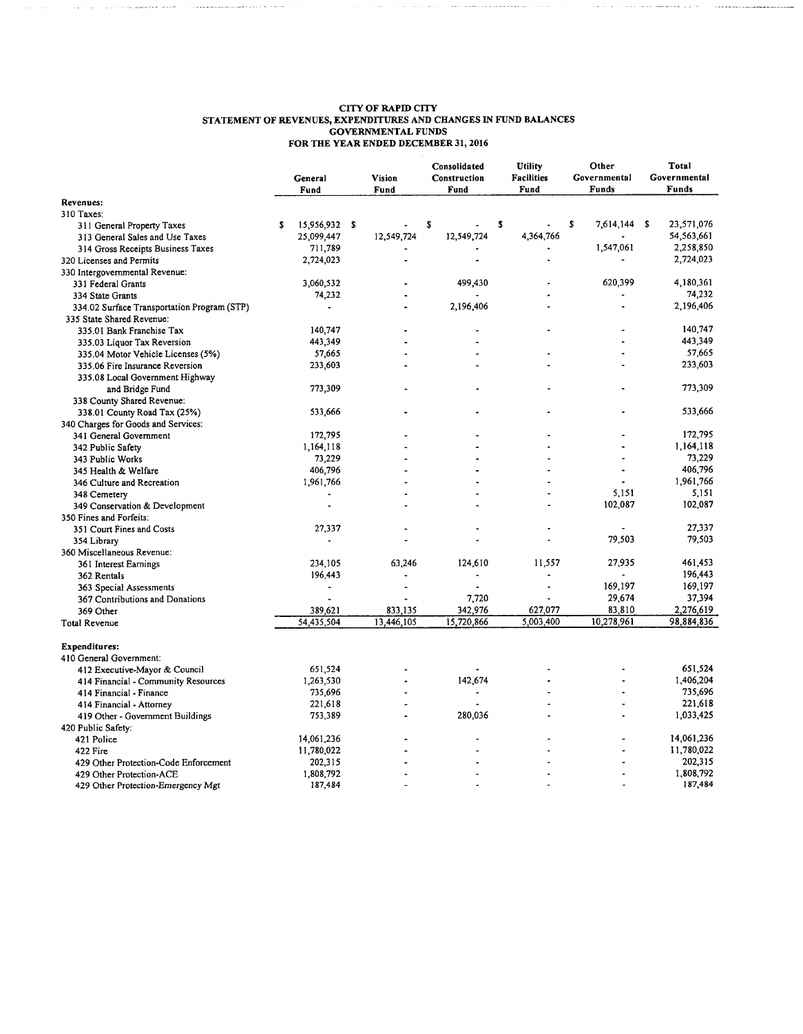# CITY OF RAPID CITY
## STATEMENT OF REVENUES, EXPENDITURES AND CHANGES IN FUND BALANCES
## GOVERNMENTAL FUNDS
## FOR THE YEAR ENDED DECEMBER 31, 2016

| | General Fund | Vision Fund | Consolidated Construction Fund | Utility Facilities Fund | Other Governmental Funds | Total Governmental Funds |
|---|---|---|---|---|---|---|
| **Revenues:** | | | | | | |
| 310 Taxes: | | | | | | |
| 311 General Property Taxes | $ 15,956,932 | $ - | $ - | $ - | $ 7,614,144 | $ 23,571,076 |
| 313 General Sales and Use Taxes | 25,099,447 | 12,549,724 | 12,549,724 | 4,364,766 | - | 54,563,661 |
| 314 Gross Receipts Business Taxes | 711,789 | - | - | - | 1,547,061 | 2,258,850 |
| 320 Licenses and Permits | 2,724,023 | - | - | - | - | 2,724,023 |
| 330 Intergovernmental Revenue: | | | | | | |
| 331 Federal Grants | 3,060,532 | - | 499,430 | - | 620,399 | 4,180,361 |
| 334 State Grants | 74,232 | - | - | - | - | 74,232 |
| 334.02 Surface Transportation Program (STP) | - | - | 2,196,406 | - | - | 2,196,406 |
| 335 State Shared Revenue: | | | | | | |
| 335.01 Bank Franchise Tax | 140,747 | - | - | - | - | 140,747 |
| 335.03 Liquor Tax Reversion | 443,349 | - | - | - | - | 443,349 |
| 335.04 Motor Vehicle Licenses (5%) | 57,665 | - | - | - | - | 57,665 |
| 335.06 Fire Insurance Reversion | 233,603 | - | - | - | - | 233,603 |
| 335.08 Local Government Highway and Bridge Fund | 773,309 | - | - | - | - | 773,309 |
| 338 County Shared Revenue: | | | | | | |
| 338.01 County Road Tax (25%) | 533,666 | - | - | - | - | 533,666 |
| 340 Charges for Goods and Services: | | | | | | |
| 341 General Government | 172,795 | - | - | - | - | 172,795 |
| 342 Public Safety | 1,164,118 | - | - | - | - | 1,164,118 |
| 343 Public Works | 73,229 | - | - | - | - | 73,229 |
| 345 Health & Welfare | 406,796 | - | - | - | - | 406,796 |
| 346 Culture and Recreation | 1,961,766 | - | - | - | - | 1,961,766 |
| 348 Cemetery | - | - | - | - | 5,151 | 5,151 |
| 349 Conservation & Development | - | - | - | - | 102,087 | 102,087 |
| 350 Fines and Forfeits: | | | | | | |
| 351 Court Fines and Costs | 27,337 | - | - | - | - | 27,337 |
| 354 Library | - | - | - | - | 79,503 | 79,503 |
| 360 Miscellaneous Revenue: | | | | | | |
| 361 Interest Earnings | 234,105 | 63,246 | 124,610 | 11,557 | 27,935 | 461,453 |
| 362 Rentals | 196,443 | - | - | - | - | 196,443 |
| 363 Special Assessments | - | - | - | - | 169,197 | 169,197 |
| 367 Contributions and Donations | - | - | 7,720 | - | 29,674 | 37,394 |
| 369 Other | 389,621 | 833,135 | 342,976 | 627,077 | 83,810 | 2,276,619 |
| Total Revenue | 54,435,504 | 13,446,105 | 15,720,866 | 5,003,400 | 10,278,961 | 98,884,836 |
| **Expenditures:** | | | | | | |
| 410 General Government: | | | | | | |
| 412 Executive-Mayor & Council | 651,524 | - | - | - | - | 651,524 |
| 414 Financial - Community Resources | 1,263,530 | - | 142,674 | - | - | 1,406,204 |
| 414 Financial - Finance | 735,696 | - | - | - | - | 735,696 |
| 414 Financial - Attorney | 221,618 | - | - | - | - | 221,618 |
| 419 Other - Government Buildings | 753,389 | - | 280,036 | - | - | 1,033,425 |
| 420 Public Safety: | | | | | | |
| 421 Police | 14,061,236 | - | - | - | - | 14,061,236 |
| 422 Fire | 11,780,022 | - | - | - | - | 11,780,022 |
| 429 Other Protection-Code Enforcement | 202,315 | - | - | - | - | 202,315 |
| 429 Other Protection-ACE | 1,808,792 | - | - | - | - | 1,808,792 |
| 429 Other Protection-Emergency Mgt | 187,484 | - | - | - | - | 187,484 |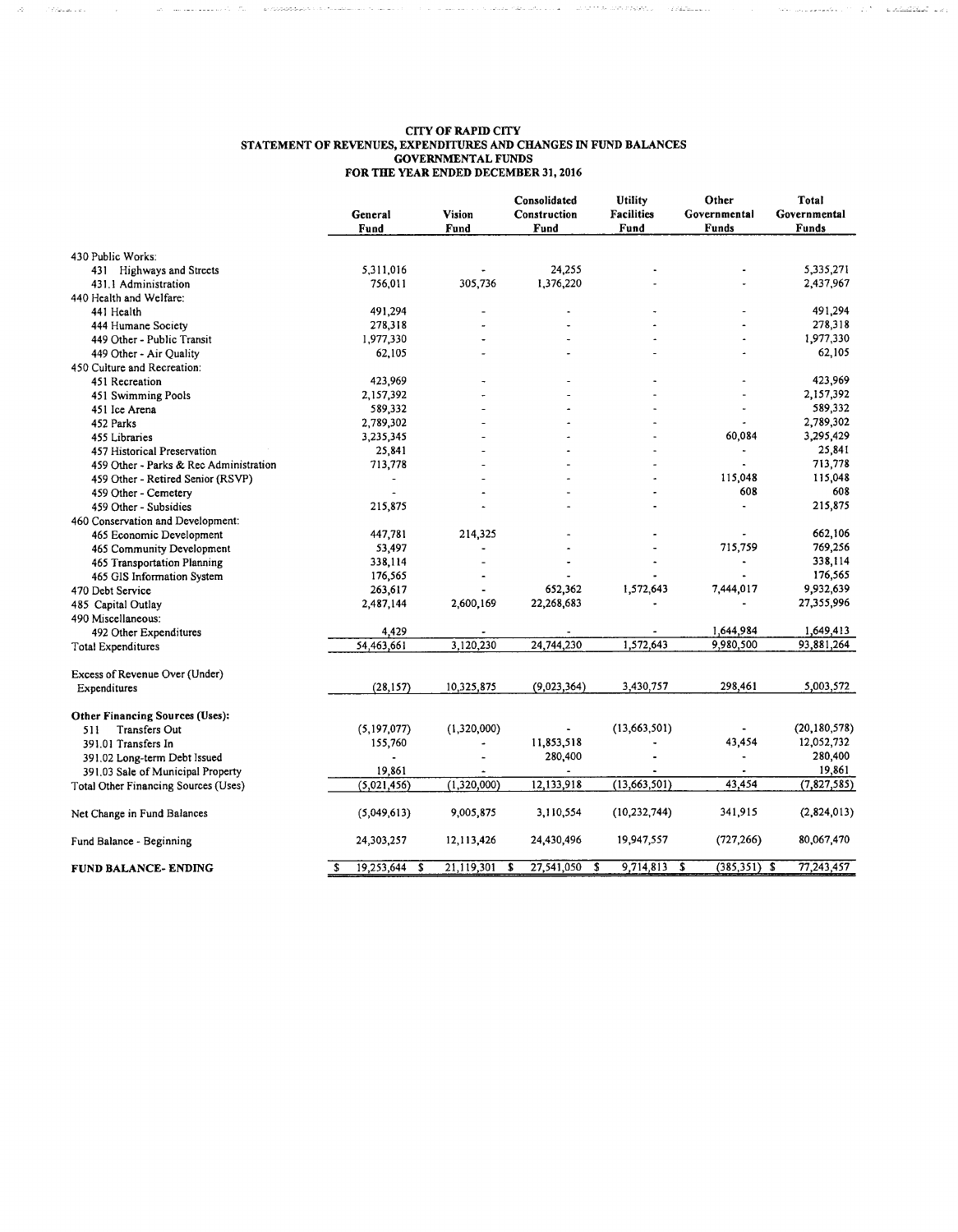# CITY OF RAPID CITY
## STATEMENT OF REVENUES, EXPENDITURES AND CHANGES IN FUND BALANCES
## GOVERNMENTAL FUNDS
## FOR THE YEAR ENDED DECEMBER 31, 2016

| | General Fund | Vision Fund | Consolidated Construction Fund | Utility Facilities Fund | Other Governmental Funds | Total Governmental Funds |
|---|---|---|---|---|---|---|
| 430 Public Works: | | | | | | |
| 431 Highways and Streets | 5,311,016 | - | 24,255 | - | - | 5,335,271 |
| 431.1 Administration | 756,011 | 305,736 | 1,376,220 | - | - | 2,437,967 |
| 440 Health and Welfare: | | | | | | |
| 441 Health | 491,294 | - | - | - | - | 491,294 |
| 444 Humane Society | 278,318 | - | - | - | - | 278,318 |
| 449 Other - Public Transit | 1,977,330 | - | - | - | - | 1,977,330 |
| 449 Other - Air Quality | 62,105 | - | - | - | - | 62,105 |
| 450 Culture and Recreation: | | | | | | |
| 451 Recreation | 423,969 | - | - | - | - | 423,969 |
| 451 Swimming Pools | 2,157,392 | - | - | - | - | 2,157,392 |
| 451 Ice Arena | 589,332 | - | - | - | - | 589,332 |
| 452 Parks | 2,789,302 | - | - | - | - | 2,789,302 |
| 455 Libraries | 3,235,345 | - | - | - | 60,084 | 3,295,429 |
| 457 Historical Preservation | 25,841 | - | - | - | - | 25,841 |
| 459 Other - Parks & Rec Administration | 713,778 | - | - | - | - | 713,778 |
| 459 Other - Retired Senior (RSVP) | - | - | - | - | 115,048 | 115,048 |
| 459 Other - Cemetery | - | - | - | - | 608 | 608 |
| 459 Other - Subsidies | 215,875 | - | - | - | - | 215,875 |
| 460 Conservation and Development: | | | | | | |
| 465 Economic Development | 447,781 | 214,325 | - | - | - | 662,106 |
| 465 Community Development | 53,497 | - | - | - | 715,759 | 769,256 |
| 465 Transportation Planning | 338,114 | - | - | - | - | 338,114 |
| 465 GIS Information System | 176,565 | - | - | - | - | 176,565 |
| 470 Debt Service | 263,617 | - | 652,362 | 1,572,643 | 7,444,017 | 9,932,639 |
| 485 Capital Outlay | 2,487,144 | 2,600,169 | 22,268,683 | - | - | 27,355,996 |
| 490 Miscellaneous: | | | | | | |
| 492 Other Expenditures | 4,429 | - | - | - | 1,644,984 | 1,649,413 |
| Total Expenditures | 54,463,661 | 3,120,230 | 24,744,230 | 1,572,643 | 9,980,500 | 93,881,264 |
| Excess of Revenue Over (Under) Expenditures | (28,157) | 10,325,875 | (9,023,364) | 3,430,757 | 298,461 | 5,003,572 |
| **Other Financing Sources (Uses):** | | | | | | |
| 511 Transfers Out | (5,197,077) | (1,320,000) | - | (13,663,501) | - | (20,180,578) |
| 391.01 Transfers In | 155,760 | - | 11,853,518 | - | 43,454 | 12,052,732 |
| 391.02 Long-term Debt Issued | - | - | 280,400 | - | - | 280,400 |
| 391.03 Sale of Municipal Property | 19,861 | - | - | - | - | 19,861 |
| Total Other Financing Sources (Uses) | (5,021,456) | (1,320,000) | 12,133,918 | (13,663,501) | 43,454 | (7,827,585) |
| Net Change in Fund Balances | (5,049,613) | 9,005,875 | 3,110,554 | (10,232,744) | 341,915 | (2,824,013) |
| Fund Balance - Beginning | 24,303,257 | 12,113,426 | 24,430,496 | 19,947,557 | (727,266) | 80,067,470 |
| **FUND BALANCE- ENDING** | $ 19,253,644 | $ 21,119,301 | $ 27,541,050 | $ 9,714,813 | $ (385,351) | $ 77,243,457 |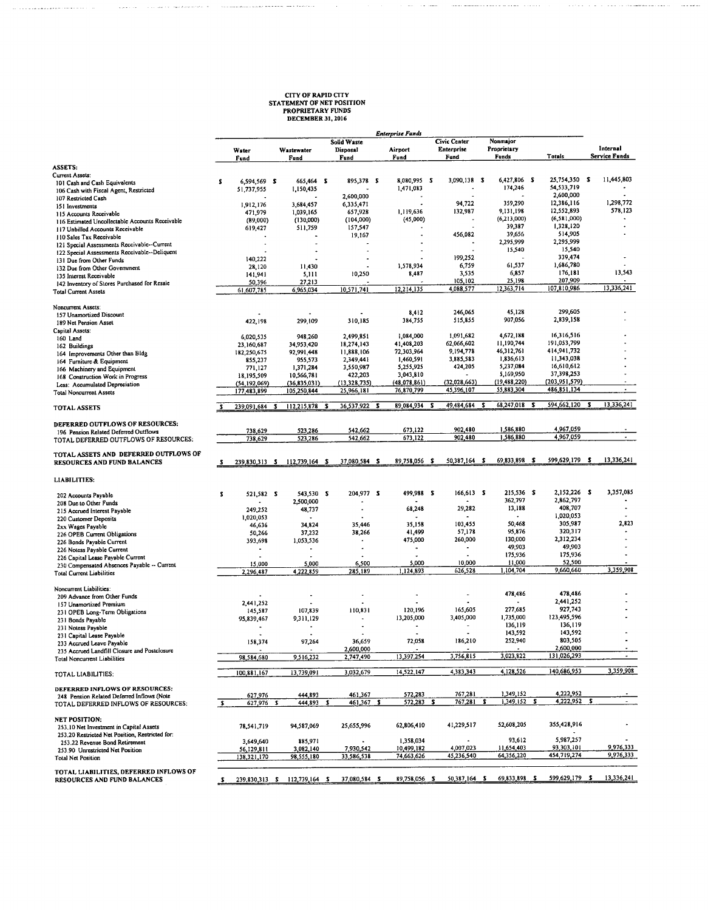# CITY OF RAPID CITY
## STATEMENT OF NET POSITION
## PROPRIETARY FUNDS
## DECEMBER 31, 2016

| | Enterprise Funds | | | | | | | |
|---|---|---|---|---|---|---|---|---|
| | Water Fund | Wastewater Fund | Solid Waste Disposal Fund | Airport Fund | Civic Center Enterprise Fund | Nonmajor Proprietary Funds | Totals | Internal Service Funds |
| **ASSETS:** | | | | | | | | |
| Current Assets: | | | | | | | | |
| 101 Cash and Cash Equivalents | $ 6,594,569 | $ 665,464 | $ 895,378 | $ 8,080,995 | $ 3,090,138 | $ 6,427,806 | $ 25,754,350 | $ 11,445,803 |
| 106 Cash with Fiscal Agent, Restricted | 51,737,955 | 1,150,435 | - | 1,471,083 | - | 174,246 | 54,533,719 | - |
| 107 Restricted Cash | - | - | 2,600,000 | - | - | - | 2,600,000 | - |
| 151 Investments | 1,912,176 | 3,684,457 | 6,335,471 | - | 94,722 | 359,290 | 12,386,116 | 1,298,772 |
| 115 Accounts Receivable | 471,979 | 1,039,165 | 657,928 | 1,119,636 | 132,987 | 9,131,198 | 12,552,893 | 578,123 |
| 116 Estimated Uncollectable Accounts Receivable | (89,000) | (130,000) | (104,000) | (45,000) | - | (6,213,000) | (6,581,000) | - |
| 117 Unbilled Accounts Receivable | 619,427 | 511,759 | 157,547 | - | - | 39,387 | 1,328,120 | - |
| 110 Sales Tax Receivable | - | - | 19,167 | - | 456,082 | 39,656 | 514,905 | - |
| 121 Special Assessments Receivable--Current | - | - | - | - | - | 2,295,999 | 2,295,999 | |
| 122 Special Assessments Receivable--Deliquent | - | - | - | - | - | 15,540 | 15,540 | |
| 131 Due from Other Funds | 140,222 | - | - | - | 199,252 | - | 339,474 | - |
| 132 Due from Other Government | 28,120 | 11,430 | - | 1,578,934 | 6,759 | 61,537 | 1,686,780 | - |
| 135 Interest Receivable | 141,941 | 5,111 | 10,250 | 8,487 | 3,535 | 6,857 | 176,181 | 13,543 |
| 142 Inventory of Stores Purchased for Resale | 50,396 | 27,213 | - | - | 105,102 | 25,198 | 207,909 | - |
| Total Current Assets | 61,607,785 | 6,965,034 | 10,571,741 | 12,214,135 | 4,088,577 | 12,363,714 | 107,810,986 | 13,336,241 |
| | | | | | | | | |
| Noncurrent Assets: | | | | | | | | |
| 157 Unamortized Discount | - | - | - | 8,412 | 246,065 | 45,128 | 299,605 | - |
| 189 Net Pension Asset | 422,198 | 299,109 | 310,185 | 384,755 | 515,855 | 907,056 | 2,839,158 | - |
| Capital Assets: | | | | | | | | |
| 160 Land | 6,020,535 | 948,260 | 2,499,851 | 1,084,000 | 1,091,682 | 4,672,188 | 16,316,516 | - |
| 162 Buildings | 23,160,687 | 34,953,420 | 18,274,143 | 41,408,203 | 62,066,602 | 11,190,744 | 191,053,799 | - |
| 164 Improvements Other than Bldg | 182,250,675 | 92,991,448 | 11,888,106 | 72,303,964 | 9,194,778 | 46,312,761 | 414,941,732 | - |
| 164 Furniture & Equipment | 855,237 | 955,573 | 2,349,441 | 1,460,591 | 3,885,583 | 1,836,613 | 11,343,038 | - |
| 166 Machinery and Equipment | 771,127 | 1,371,284 | 3,550,987 | 5,255,925 | 424,205 | 5,237,084 | 16,610,612 | - |
| 168 Construction Work in Progress | 18,195,509 | 10,566,781 | 422,203 | 3,043,810 | - | 5,169,950 | 37,398,253 | - |
| Less: Accumulated Depreciation | (54,192,069) | (36,835,031) | (13,328,735) | (48,078,861) | (32,028,663) | (19,488,220) | (203,951,579) | - |
| Total Noncurrent Assets | 177,483,899 | 105,250,844 | 25,966,181 | 76,870,799 | 45,396,107 | 55,883,304 | 486,851,134 | - |
| | | | | | | | | |
| TOTAL ASSETS | $ 239,091,684 | $ 112,215,878 | $ 36,537,922 | $ 89,084,934 | $ 49,484,684 | $ 68,247,018 | $ 594,662,120 | $ 13,336,241 |
| | | | | | | | | |
| **DEFERRED OUTFLOWS OF RESOURCES:** | | | | | | | | |
| 196 Pension Related Deferred Outflows | 738,629 | 523,286 | 542,662 | 673,122 | 902,480 | 1,586,880 | 4,967,059 | - |
| TOTAL DEFERRED OUTFLOWS OF RESOURCES: | 738,629 | 523,286 | 542,662 | 673,122 | 902,480 | 1,586,880 | 4,967,059 | - |
| | | | | | | | | |
| **TOTAL ASSETS AND DEFERRED OUTFLOWS OF RESOURCES AND FUND BALANCES** | $ 239,830,313 | $ 112,739,164 | $ 37,080,584 | $ 89,758,056 | $ 50,387,164 | $ 69,833,898 | $ 599,629,179 | $ 13,336,241 |
| | | | | | | | | |
| **LIABILITIES:** | | | | | | | | |
| 202 Accounts Payable | $ 521,582 | $ 543,530 | $ 204,977 | $ 499,988 | $ 166,613 | $ 215,536 | $ 2,152,226 | $ 3,357,085 |
| 208 Due to Other Funds | - | 2,500,000 | - | - | - | 362,797 | 2,862,797 | - |
| 215 Accrued Interest Payable | 249,252 | 48,737 | - | 68,248 | 29,282 | 13,188 | 408,707 | - |
| 220 Customer Deposits | 1,020,053 | - | - | - | - | - | 1,020,053 | - |
| 2xx Wages Payable | 46,636 | 34,824 | 35,446 | 35,158 | 103,455 | 50,468 | 305,987 | 2,823 |
| 226 OPEB Current Obligations | 50,266 | 37,232 | 38,266 | 41,499 | 57,178 | 95,876 | 320,317 | - |
| 226 Bonds Payable Current | 393,698 | 1,053,536 | - | 475,000 | 260,000 | 130,000 | 2,312,234 | - |
| 226 Notess Payable Current | - | - | - | - | - | 49,903 | 49,903 | - |
| 226 Capital Lease Payable Current | - | - | - | - | - | 175,936 | 175,936 | - |
| 230 Compensated Absences Payable -- Current | 15,000 | 5,000 | 6,500 | 5,000 | 10,000 | 11,000 | 52,500 | - |
| Total Current Liabilities | 2,296,487 | 4,222,859 | 285,189 | 1,124,893 | 626,528 | 1,104,704 | 9,660,660 | 3,359,908 |
| | | | | | | | | |
| Noncurrent Liabilities: | | | | | | | | |
| 209 Advance from Other Funds | - | - | - | - | - | 478,486 | 478,486 | - |
| 157 Unamortized Premium | 2,441,252 | - | - | - | - | - | 2,441,252 | - |
| 231 OPEB Long-Term Obligations | 145,587 | 107,839 | 110,831 | 120,196 | 165,605 | 277,685 | 927,743 | - |
| 231 Bonds Payable | 95,839,467 | 9,311,129 | - | 13,205,000 | 3,405,000 | 1,735,000 | 123,495,596 | - |
| 231 Notess Payable | - | - | - | - | - | 136,119 | 136,119 | |
| 231 Capital Lease Payable | - | - | - | - | - | 143,592 | 143,592 | |
| 233 Accrued Leave Payable | 158,374 | 97,264 | 36,659 | 72,058 | 186,210 | 252,940 | 803,505 | - |
| 235 Accrued Landfill Closure and Postclosure | - | - | 2,600,000 | - | - | - | 2,600,000 | - |
| Total Noncurrent Liabilities | 98,584,680 | 9,516,232 | 2,747,490 | 13,397,254 | 3,756,815 | 3,023,822 | 131,026,293 | - |
| | | | | | | | | |
| TOTAL LIABILITIES: | 100,881,167 | 13,739,091 | 3,032,679 | 14,522,147 | 4,383,343 | 4,128,526 | 140,686,953 | 3,359,908 |
| | | | | | | | | |
| **DEFERRED INFLOWS OF RESOURCES:** | | | | | | | | |
| 248 Pension Related Deferred Inflows (Note | 627,976 | 444,893 | 461,367 | 572,283 | 767,281 | 1,349,152 | 4,222,952 | - |
| TOTAL DEFERRED INFLOWS OF RESOURCES: | $ 627,976 | $ 444,893 | $ 461,367 | $ 572,283 | $ 767,281 | $ 1,349,152 | $ 4,222,952 | $ - |
| | | | | | | | | |
| **NET POSITION:** | | | | | | | | |
| 253.10 Net Investment in Capital Assets | 78,541,719 | 94,587,069 | 25,655,996 | 62,806,410 | 41,229,517 | 52,608,205 | 355,428,916 | - |
| 253.20 Restricted Net Position, Restricted for: | | | | | | | - | |
| 253.22 Revenue Bond Retirement | 3,649,640 | 885,971 | - | 1,358,034 | - | 93,612 | 5,987,257 | - |
| 253.90 Unrestricted Net Position | 56,129,811 | 3,082,140 | 7,930,542 | 10,499,182 | 4,007,023 | 11,654,403 | 93,303,101 | 9,976,333 |
| Total Net Position | 138,321,170 | 98,555,180 | 33,586,538 | 74,663,626 | 45,236,540 | 64,356,220 | 454,719,274 | 9,976,333 |
| | | | | | | | | |
| **TOTAL LIABILITIES, DEFERRED INFLOWS OF RESOURCES AND FUND BALANCES** | $ 239,830,313 | $ 112,739,164 | $ 37,080,584 | $ 89,758,056 | $ 50,387,164 | $ 69,833,898 | $ 599,629,179 | $ 13,336,241 |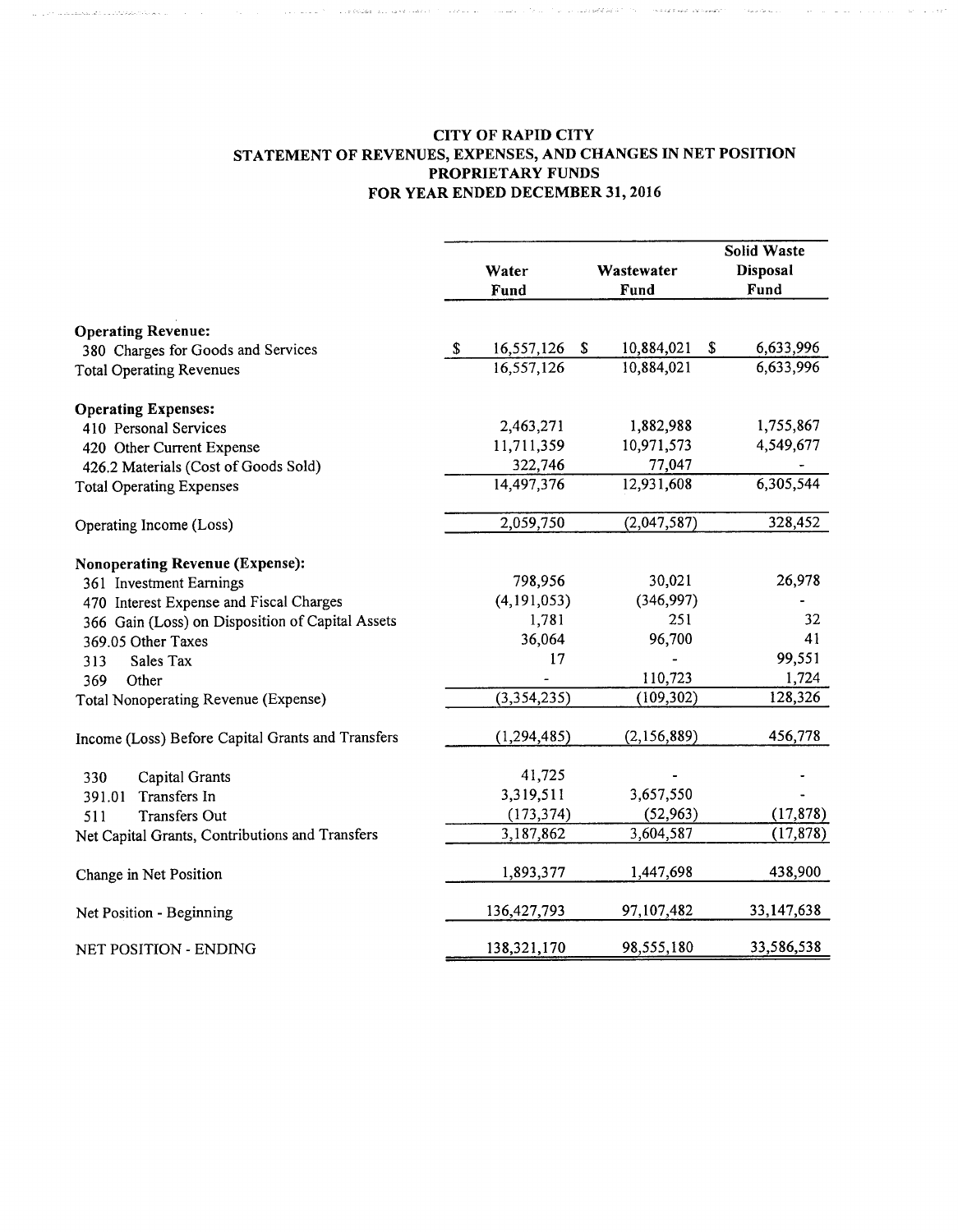# CITY OF RAPID CITY
## STATEMENT OF REVENUES, EXPENSES, AND CHANGES IN NET POSITION
## PROPRIETARY FUNDS
## FOR YEAR ENDED DECEMBER 31, 2016

| | Water Fund | Wastewater Fund | Solid Waste Disposal Fund |
|---|---|---|---|
| **Operating Revenue:** | | | |
| 380 Charges for Goods and Services | $ 16,557,126 | $ 10,884,021 | $ 6,633,996 |
| Total Operating Revenues | 16,557,126 | 10,884,021 | 6,633,996 |
| **Operating Expenses:** | | | |
| 410 Personal Services | 2,463,271 | 1,882,988 | 1,755,867 |
| 420 Other Current Expense | 11,711,359 | 10,971,573 | 4,549,677 |
| 426.2 Materials (Cost of Goods Sold) | 322,746 | 77,047 | - |
| Total Operating Expenses | 14,497,376 | 12,931,608 | 6,305,544 |
| Operating Income (Loss) | 2,059,750 | (2,047,587) | 328,452 |
| **Nonoperating Revenue (Expense):** | | | |
| 361 Investment Earnings | 798,956 | 30,021 | 26,978 |
| 470 Interest Expense and Fiscal Charges | (4,191,053) | (346,997) | - |
| 366 Gain (Loss) on Disposition of Capital Assets | 1,781 | 251 | 32 |
| 369.05 Other Taxes | 36,064 | 96,700 | 41 |
| 313 Sales Tax | 17 | - | 99,551 |
| 369 Other | - | 110,723 | 1,724 |
| Total Nonoperating Revenue (Expense) | (3,354,235) | (109,302) | 128,326 |
| Income (Loss) Before Capital Grants and Transfers | (1,294,485) | (2,156,889) | 456,778 |
| 330 Capital Grants | 41,725 | - | - |
| 391.01 Transfers In | 3,319,511 | 3,657,550 | - |
| 511 Transfers Out | (173,374) | (52,963) | (17,878) |
| Net Capital Grants, Contributions and Transfers | 3,187,862 | 3,604,587 | (17,878) |
| Change in Net Position | 1,893,377 | 1,447,698 | 438,900 |
| Net Position - Beginning | 136,427,793 | 97,107,482 | 33,147,638 |
| NET POSITION - ENDING | 138,321,170 | 98,555,180 | 33,586,538 |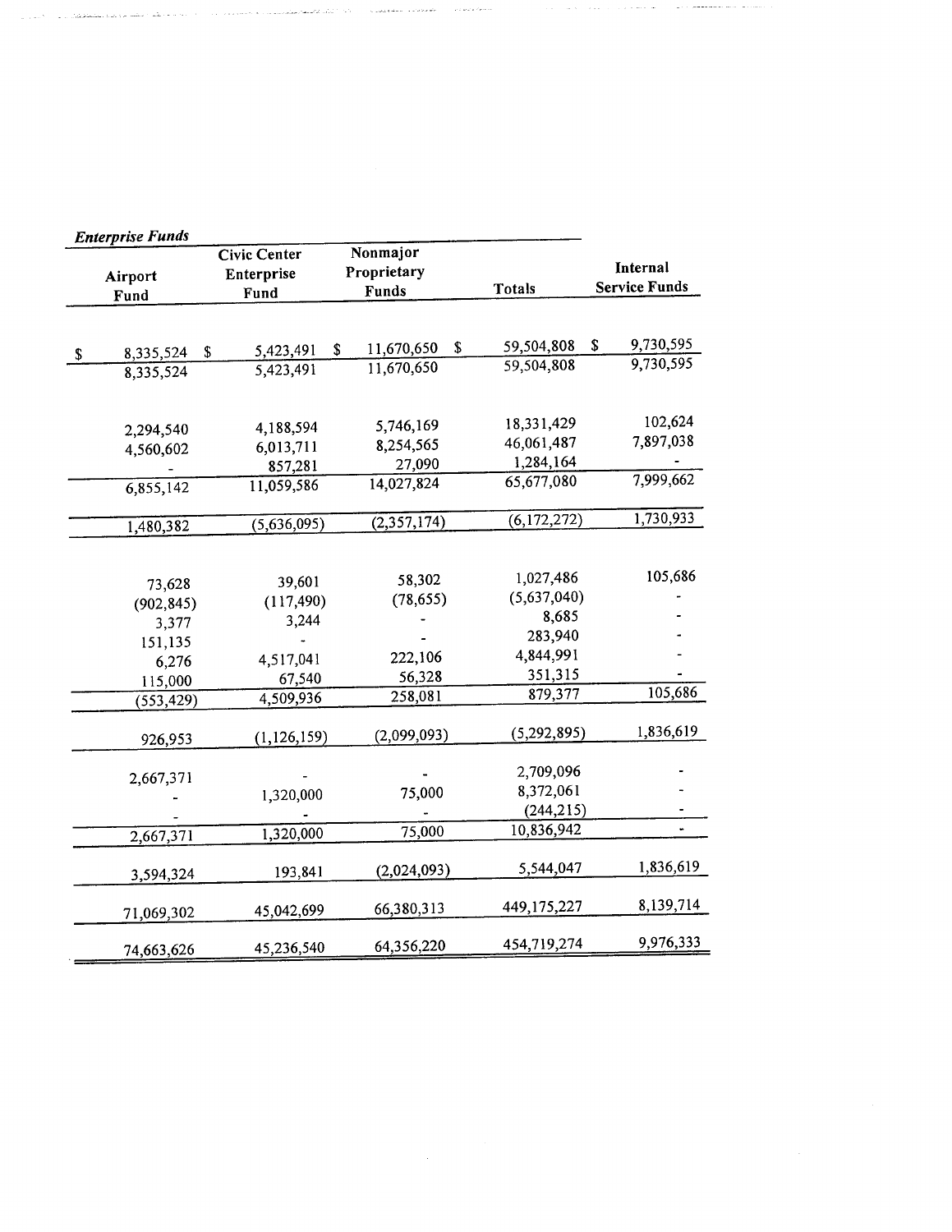| *Enterprise Funds* | | | | |
|---|---|---|---|---|
| Airport Fund | Civic Center Enterprise Fund | Nonmajor Proprietary Funds | Totals | Internal Service Funds |
| $ 8,335,524 | $ 5,423,491 | $ 11,670,650 | $ 59,504,808 | $ 9,730,595 |
| 8,335,524 | 5,423,491 | 11,670,650 | 59,504,808 | 9,730,595 |
| | | | | |
| 2,294,540 | 4,188,594 | 5,746,169 | 18,331,429 | 102,624 |
| 4,560,602 | 6,013,711 | 8,254,565 | 46,061,487 | 7,897,038 |
| - | 857,281 | 27,090 | 1,284,164 | - |
| 6,855,142 | 11,059,586 | 14,027,824 | 65,677,080 | 7,999,662 |
| | | | | |
| 1,480,382 | (5,636,095) | (2,357,174) | (6,172,272) | 1,730,933 |
| | | | | |
| 73,628 | 39,601 | 58,302 | 1,027,486 | 105,686 |
| (902,845) | (117,490) | (78,655) | (5,637,040) | - |
| 3,377 | 3,244 | - | 8,685 | - |
| 151,135 | - | - | 283,940 | - |
| 6,276 | 4,517,041 | 222,106 | 4,844,991 | - |
| 115,000 | 67,540 | 56,328 | 351,315 | - |
| (553,429) | 4,509,936 | 258,081 | 879,377 | 105,686 |
| | | | | |
| 926,953 | (1,126,159) | (2,099,093) | (5,292,895) | 1,836,619 |
| | | | | |
| 2,667,371 | - | - | 2,709,096 | - |
| - | 1,320,000 | 75,000 | 8,372,061 | - |
| - | - | - | (244,215) | - |
| 2,667,371 | 1,320,000 | 75,000 | 10,836,942 | - |
| | | | | |
| 3,594,324 | 193,841 | (2,024,093) | 5,544,047 | 1,836,619 |
| | | | | |
| 71,069,302 | 45,042,699 | 66,380,313 | 449,175,227 | 8,139,714 |
| | | | | |
| 74,663,626 | 45,236,540 | 64,356,220 | 454,719,274 | 9,976,333 |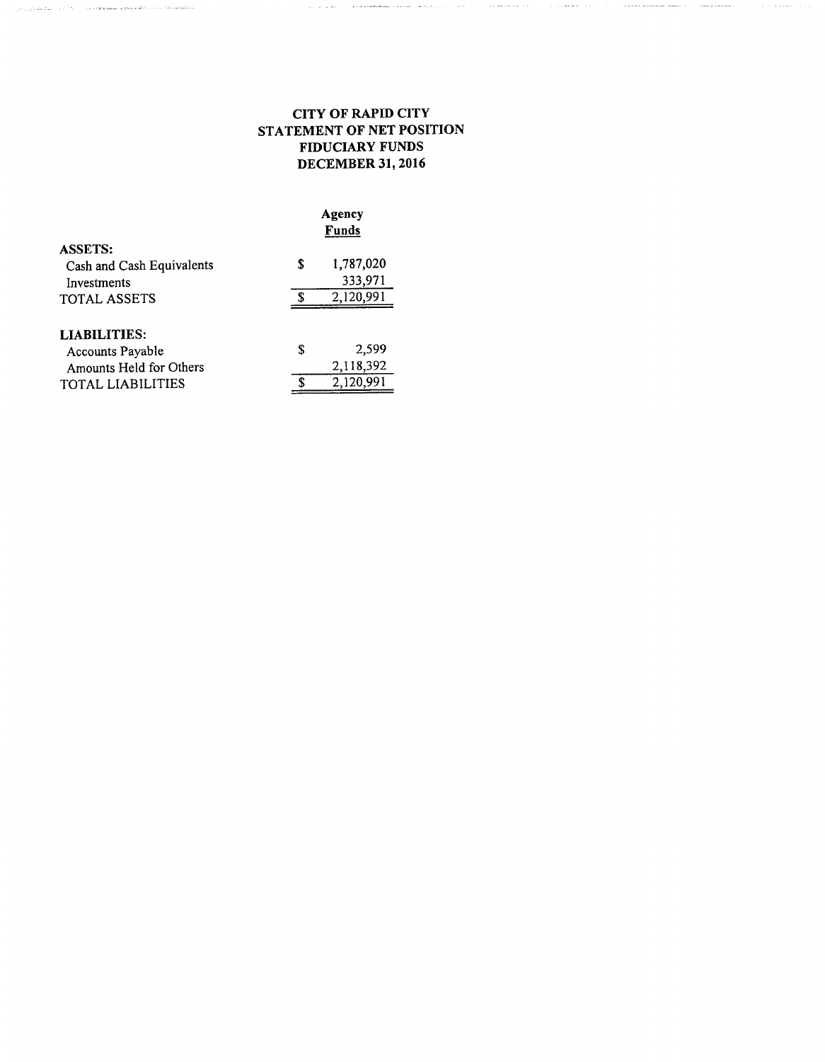# CITY OF RAPID CITY
# STATEMENT OF NET POSITION
# FIDUCIARY FUNDS
# DECEMBER 31, 2016

| | Agency Funds |
|---|---|
| **ASSETS:** | |
| Cash and Cash Equivalents | $ 1,787,020 |
| Investments | 333,971 |
| TOTAL ASSETS | $ 2,120,991 |
| | |
| **LIABILITIES:** | |
| Accounts Payable | $ 2,599 |
| Amounts Held for Others | 2,118,392 |
| TOTAL LIABILITIES | $ 2,120,991 |